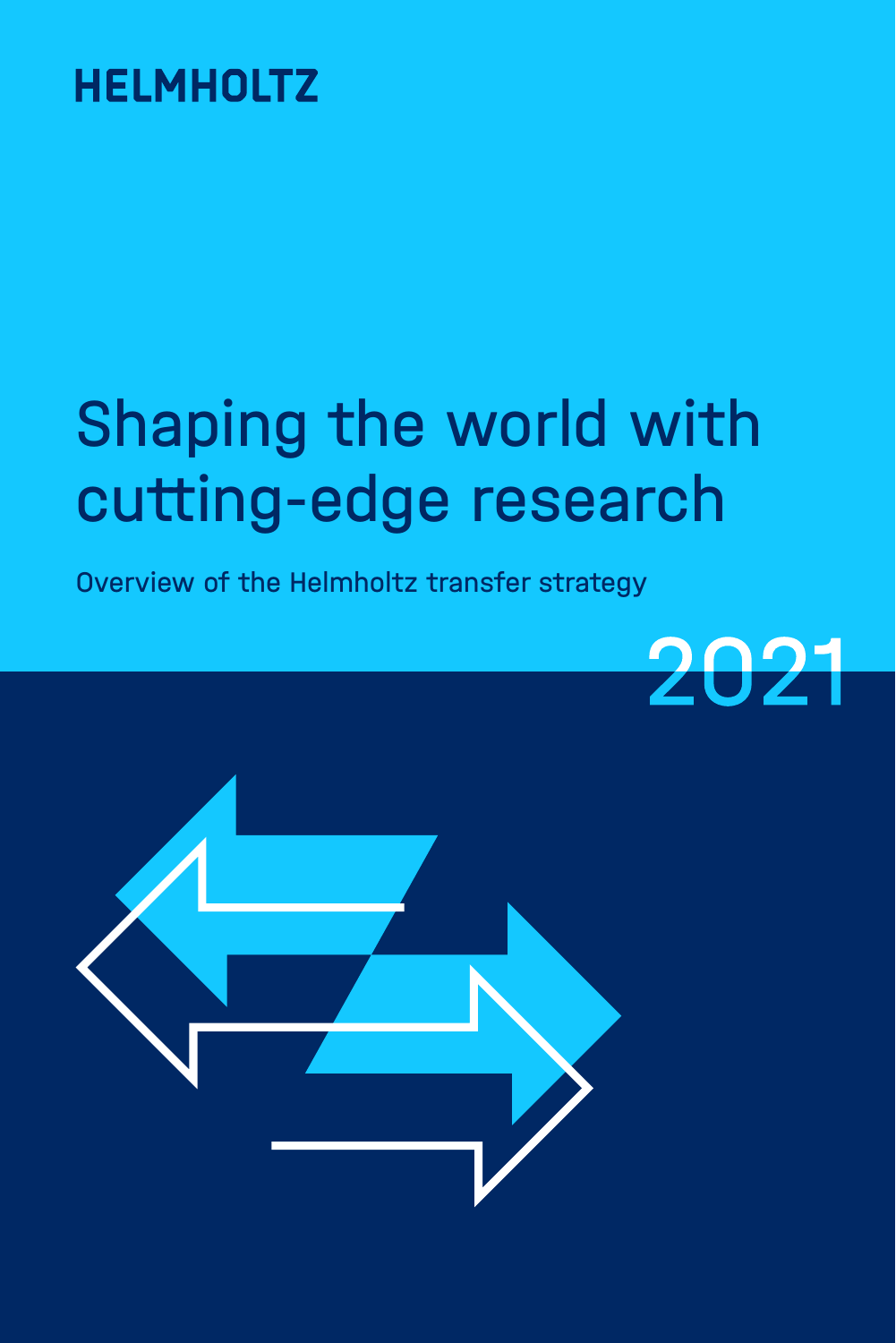HELMHOLTZ

# Shaping the world with cutting-edge research

Overview of the Helmholtz transfer strategy

2021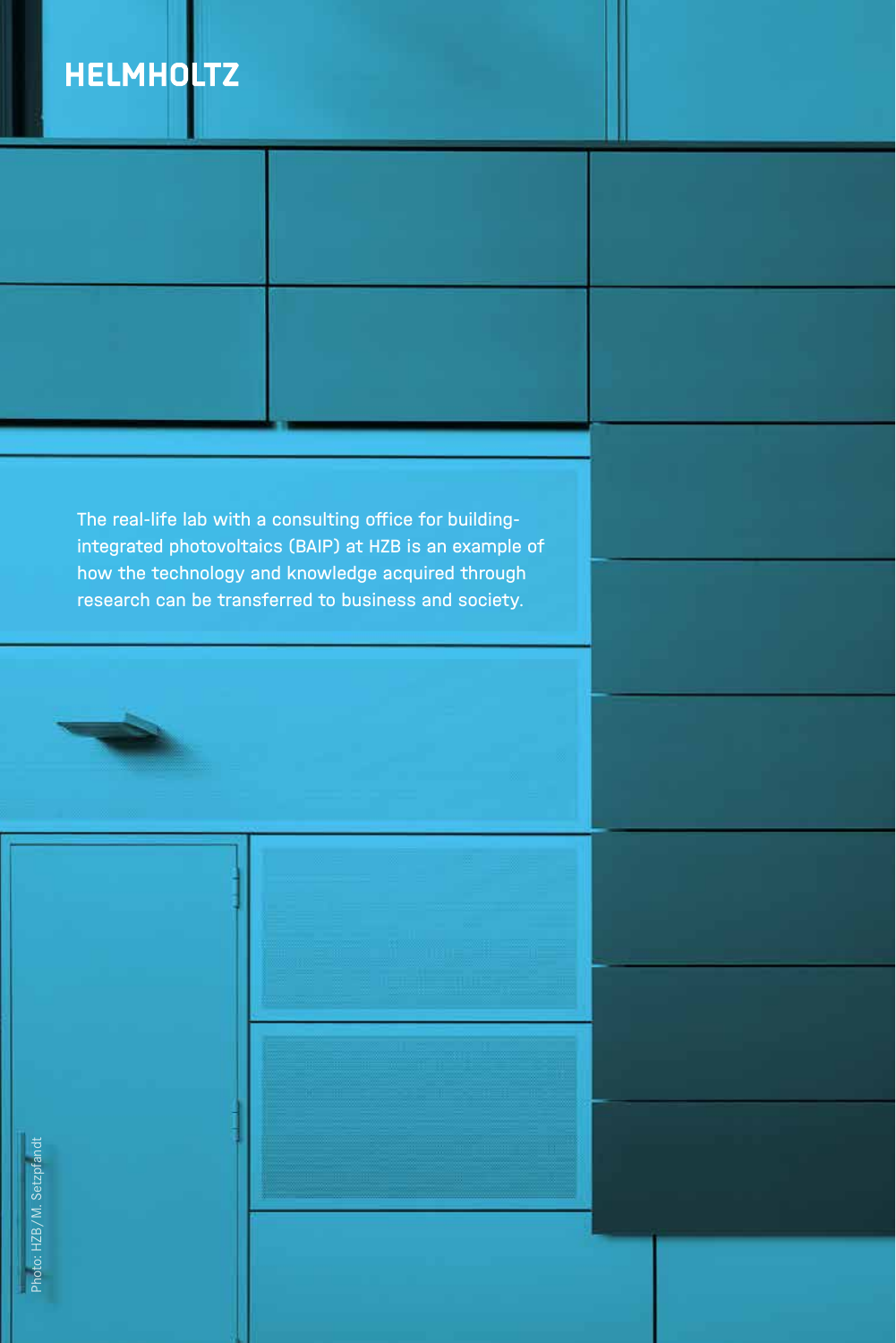HELMHOLTZ

The real-life lab with a consulting office for building-integrated photovoltaics (BAIP) at HZB is an example of how the technology and knowledge acquired through research can be transferred to business and society.

Photo: HZB/M. Setzpfandt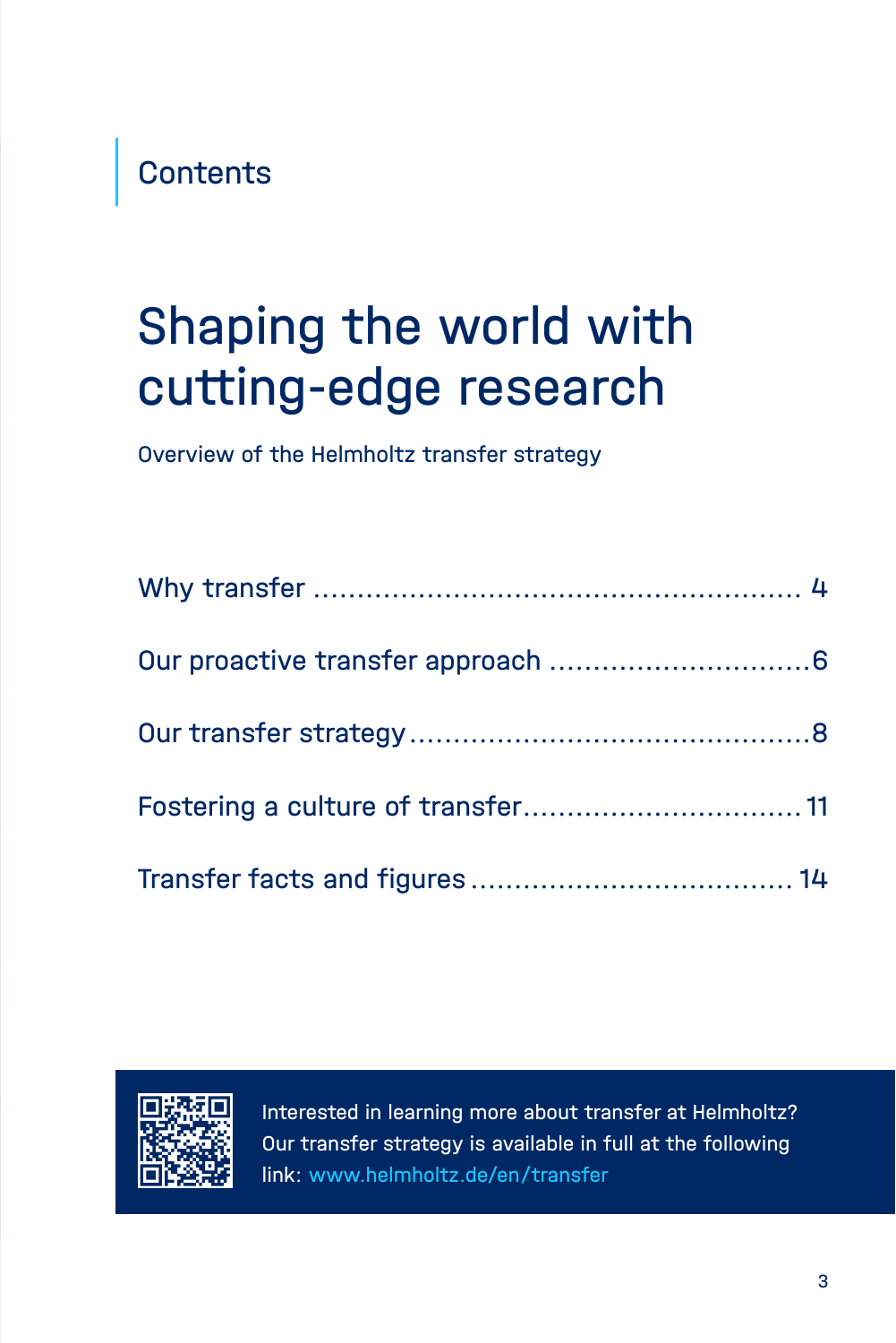## Contents

# Shaping the world with cutting-edge research

Overview of the Helmholtz transfer strategy

| | |
|---|---|
| Why transfer | 4 |
| Our proactive transfer approach | 6 |
| Our transfer strategy | 8 |
| Fostering a culture of transfer | 11 |
| Transfer facts and figures | 14 |

Interested in learning more about transfer at Helmholtz? Our transfer strategy is available in full at the following link: www.helmholtz.de/en/transfer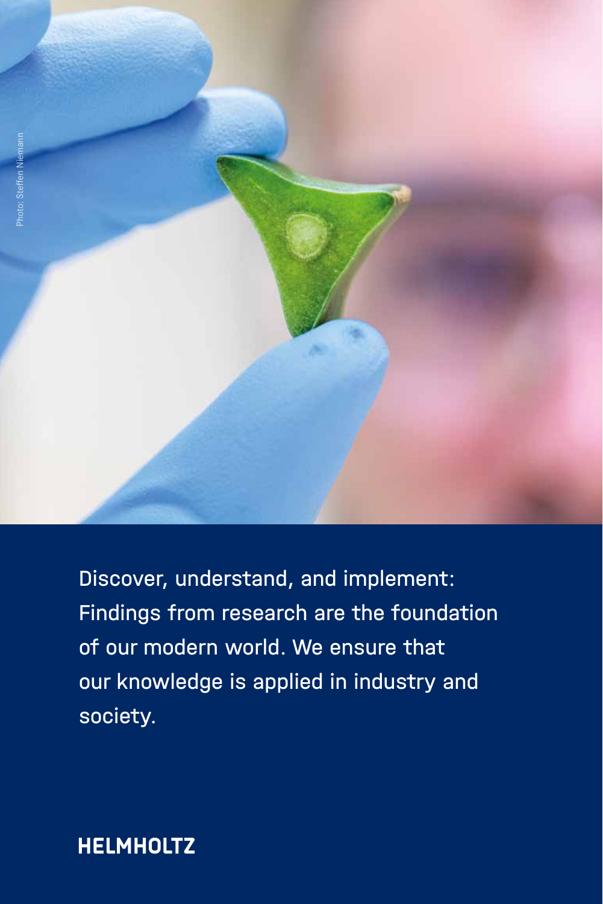Photo: Steffen Niemann

Discover, understand, and implement: Findings from research are the foundation of our modern world. We ensure that our knowledge is applied in industry and society.

**HELMHOLTZ**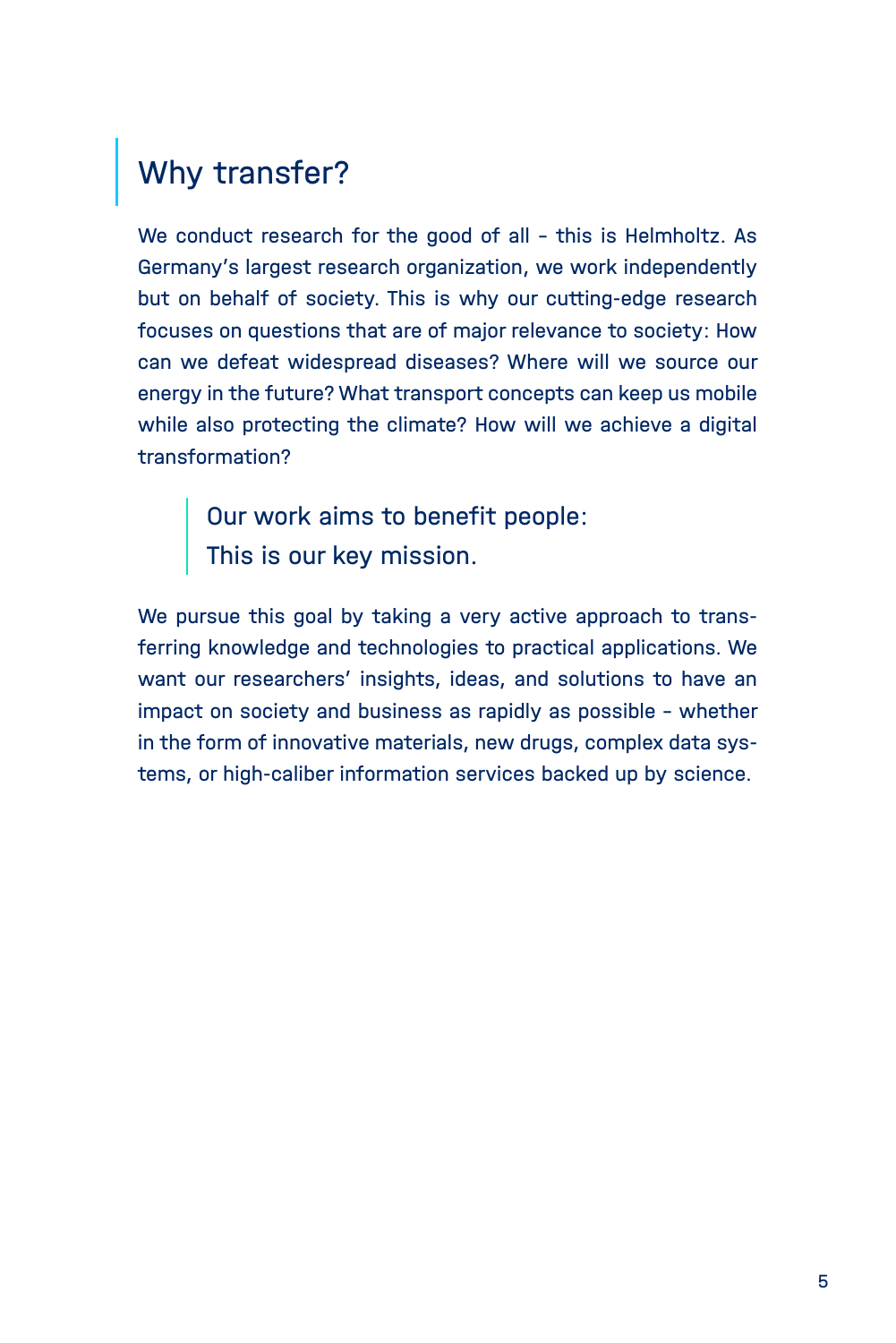## Why transfer?

We conduct research for the good of all – this is Helmholtz. As Germany's largest research organization, we work independently but on behalf of society. This is why our cutting-edge research focuses on questions that are of major relevance to society: How can we defeat widespread diseases? Where will we source our energy in the future? What transport concepts can keep us mobile while also protecting the climate? How will we achieve a digital transformation?

> Our work aims to benefit people:
> This is our key mission.

We pursue this goal by taking a very active approach to transferring knowledge and technologies to practical applications. We want our researchers' insights, ideas, and solutions to have an impact on society and business as rapidly as possible – whether in the form of innovative materials, new drugs, complex data systems, or high-caliber information services backed up by science.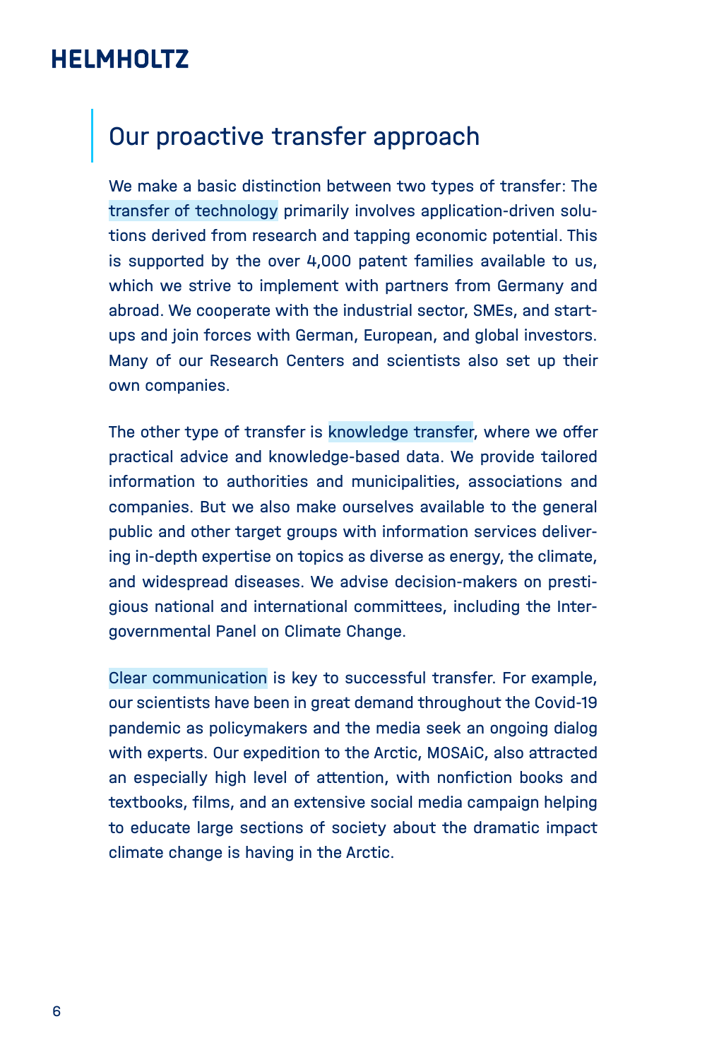## Our proactive transfer approach

We make a basic distinction between two types of transfer: The transfer of technology primarily involves application-driven solutions derived from research and tapping economic potential. This is supported by the over 4,000 patent families available to us, which we strive to implement with partners from Germany and abroad. We cooperate with the industrial sector, SMEs, and start-ups and join forces with German, European, and global investors. Many of our Research Centers and scientists also set up their own companies.

The other type of transfer is knowledge transfer, where we offer practical advice and knowledge-based data. We provide tailored information to authorities and municipalities, associations and companies. But we also make ourselves available to the general public and other target groups with information services delivering in-depth expertise on topics as diverse as energy, the climate, and widespread diseases. We advise decision-makers on prestigious national and international committees, including the Intergovernmental Panel on Climate Change.

Clear communication is key to successful transfer. For example, our scientists have been in great demand throughout the Covid-19 pandemic as policymakers and the media seek an ongoing dialog with experts. Our expedition to the Arctic, MOSAiC, also attracted an especially high level of attention, with nonfiction books and textbooks, films, and an extensive social media campaign helping to educate large sections of society about the dramatic impact climate change is having in the Arctic.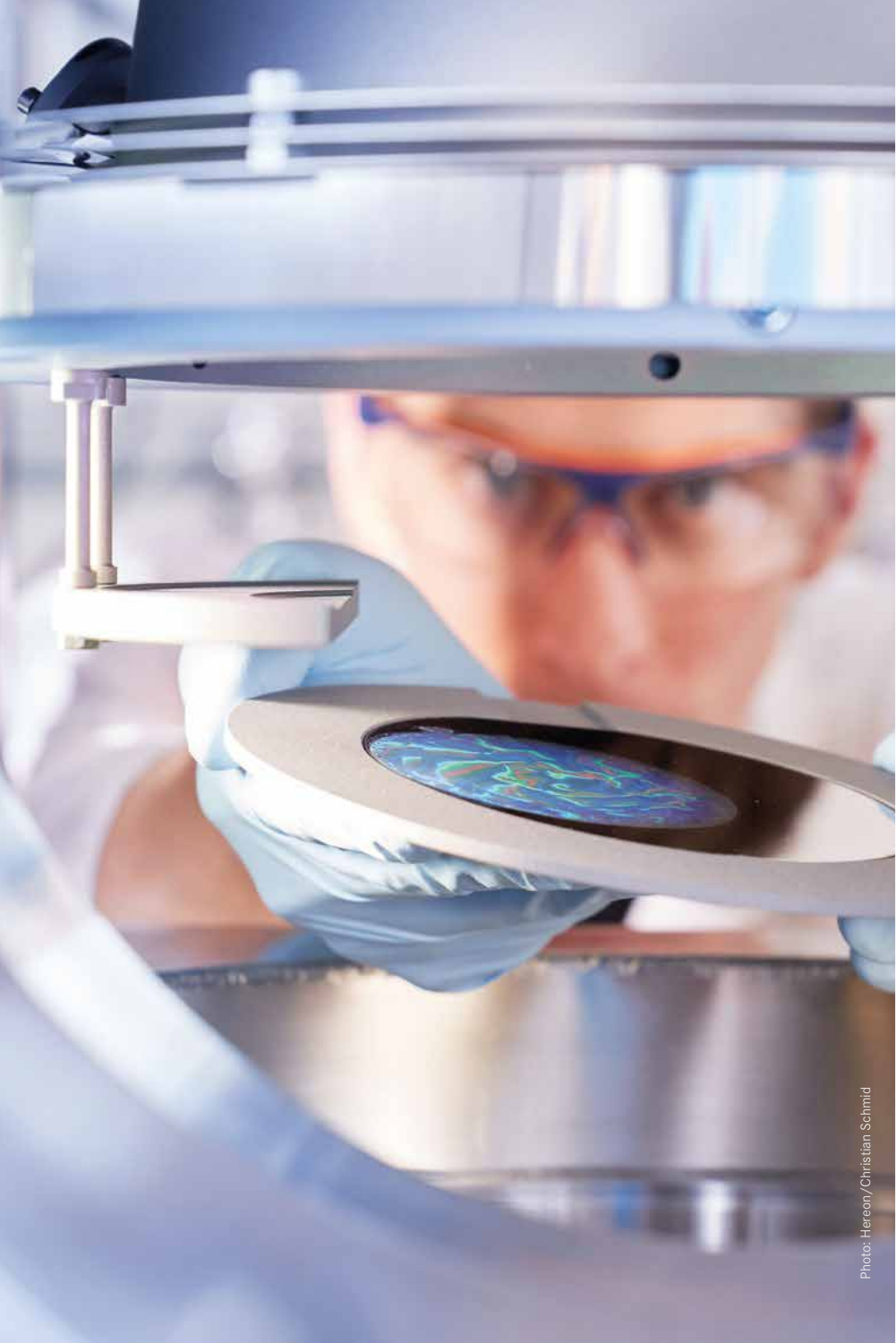Photo: Hereon/Christian Schmid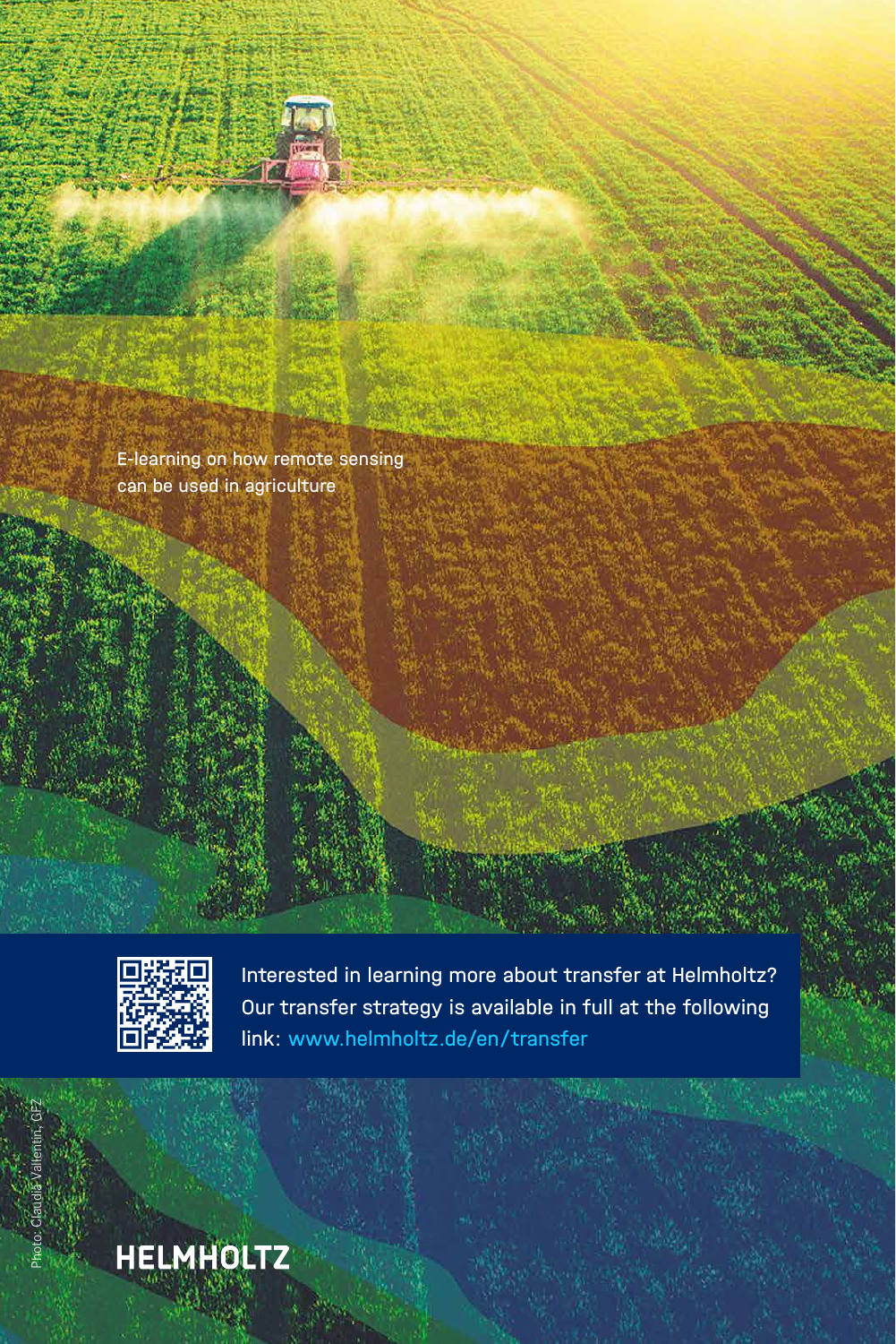E-learning on how remote sensing can be used in agriculture

Interested in learning more about transfer at Helmholtz? Our transfer strategy is available in full at the following link: www.helmholtz.de/en/transfer

Photo: Claudia Vallentin, GFZ

HELMHOLTZ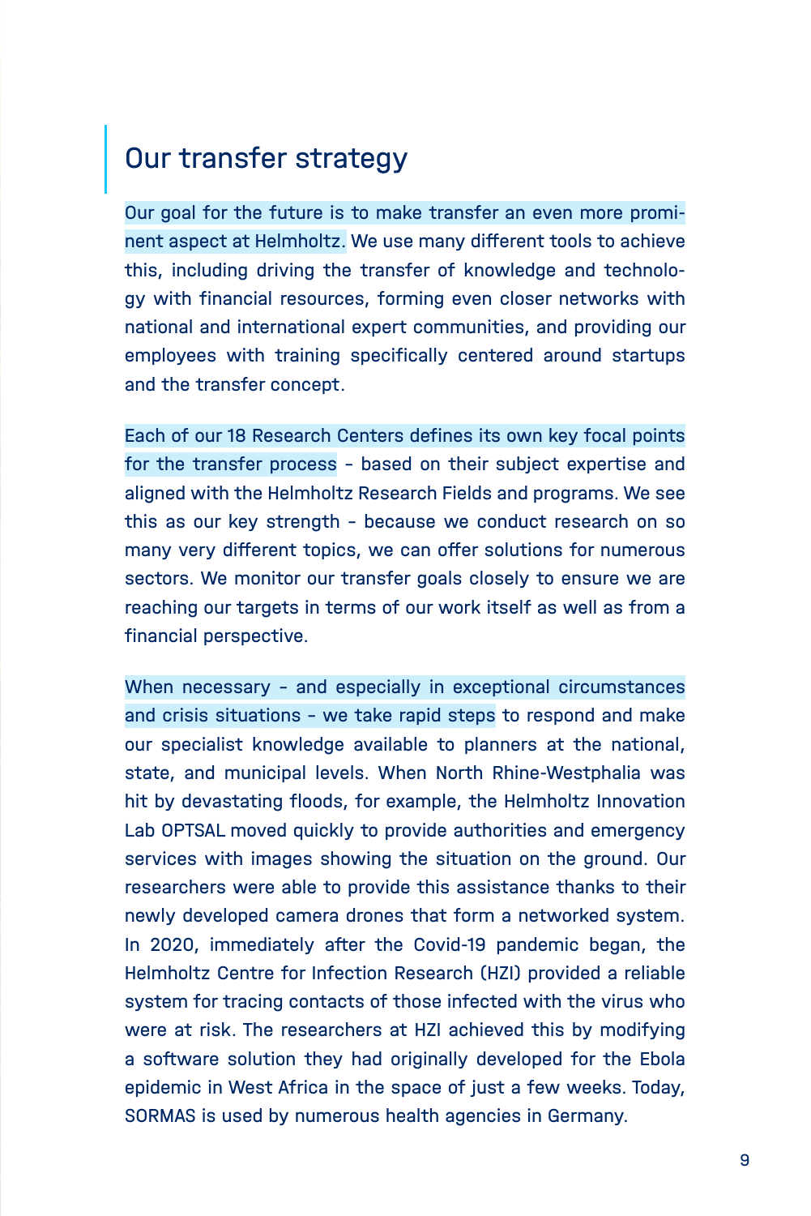# Our transfer strategy

Our goal for the future is to make transfer an even more prominent aspect at Helmholtz. We use many different tools to achieve this, including driving the transfer of knowledge and technology with financial resources, forming even closer networks with national and international expert communities, and providing our employees with training specifically centered around startups and the transfer concept.

Each of our 18 Research Centers defines its own key focal points for the transfer process - based on their subject expertise and aligned with the Helmholtz Research Fields and programs. We see this as our key strength - because we conduct research on so many very different topics, we can offer solutions for numerous sectors. We monitor our transfer goals closely to ensure we are reaching our targets in terms of our work itself as well as from a financial perspective.

When necessary - and especially in exceptional circumstances and crisis situations - we take rapid steps to respond and make our specialist knowledge available to planners at the national, state, and municipal levels. When North Rhine-Westphalia was hit by devastating floods, for example, the Helmholtz Innovation Lab OPTSAL moved quickly to provide authorities and emergency services with images showing the situation on the ground. Our researchers were able to provide this assistance thanks to their newly developed camera drones that form a networked system. In 2020, immediately after the Covid-19 pandemic began, the Helmholtz Centre for Infection Research (HZI) provided a reliable system for tracing contacts of those infected with the virus who were at risk. The researchers at HZI achieved this by modifying a software solution they had originally developed for the Ebola epidemic in West Africa in the space of just a few weeks. Today, SORMAS is used by numerous health agencies in Germany.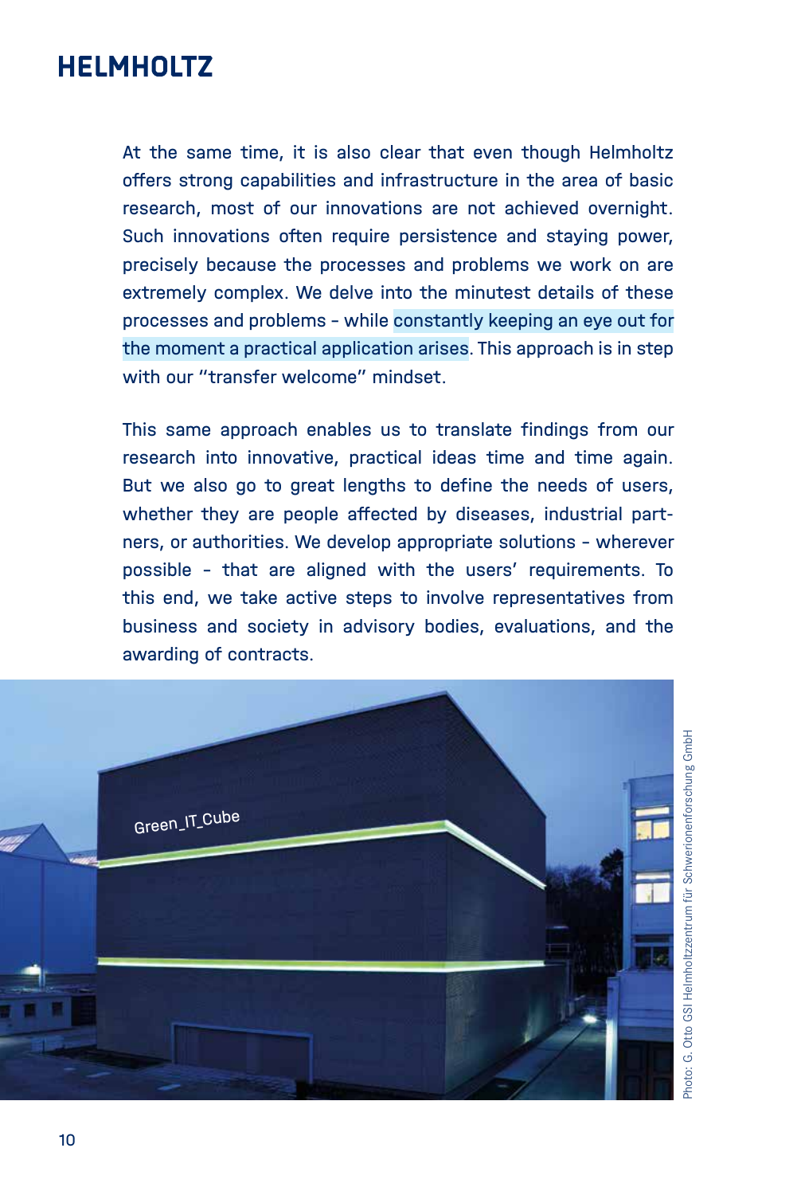At the same time, it is also clear that even though Helmholtz offers strong capabilities and infrastructure in the area of basic research, most of our innovations are not achieved overnight. Such innovations often require persistence and staying power, precisely because the processes and problems we work on are extremely complex. We delve into the minutest details of these processes and problems - while constantly keeping an eye out for the moment a practical application arises. This approach is in step with our "transfer welcome" mindset.

This same approach enables us to translate findings from our research into innovative, practical ideas time and time again. But we also go to great lengths to define the needs of users, whether they are people affected by diseases, industrial partners, or authorities. We develop appropriate solutions - wherever possible - that are aligned with the users' requirements. To this end, we take active steps to involve representatives from business and society in advisory bodies, evaluations, and the awarding of contracts.

Photo: G. Otto GSI Helmholtzzentrum für Schwerionenforschung GmbH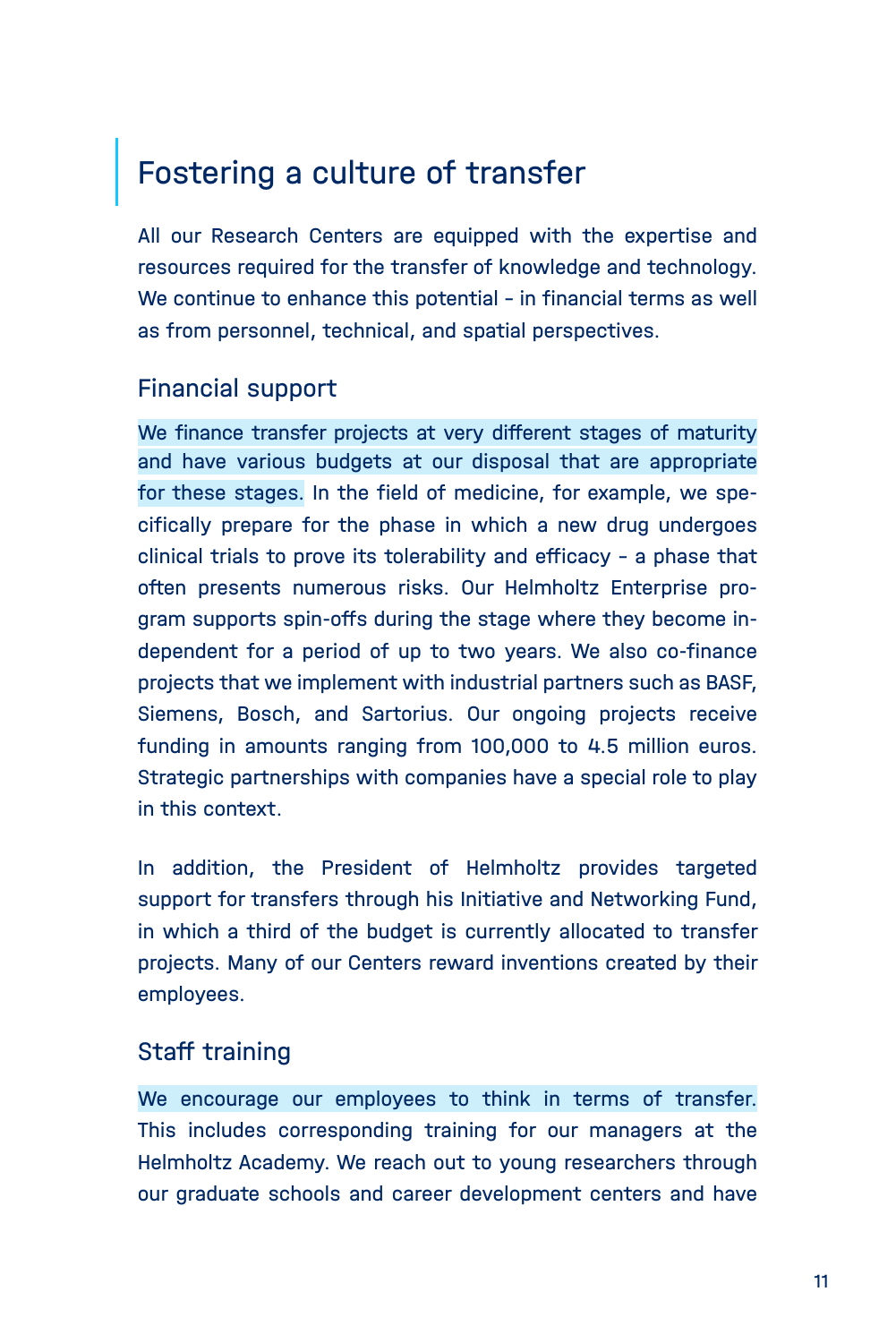# Fostering a culture of transfer

All our Research Centers are equipped with the expertise and resources required for the transfer of knowledge and technology. We continue to enhance this potential – in financial terms as well as from personnel, technical, and spatial perspectives.

## Financial support

We finance transfer projects at very different stages of maturity and have various budgets at our disposal that are appropriate for these stages. In the field of medicine, for example, we specifically prepare for the phase in which a new drug undergoes clinical trials to prove its tolerability and efficacy – a phase that often presents numerous risks. Our Helmholtz Enterprise program supports spin-offs during the stage where they become independent for a period of up to two years. We also co-finance projects that we implement with industrial partners such as BASF, Siemens, Bosch, and Sartorius. Our ongoing projects receive funding in amounts ranging from 100,000 to 4.5 million euros. Strategic partnerships with companies have a special role to play in this context.

In addition, the President of Helmholtz provides targeted support for transfers through his Initiative and Networking Fund, in which a third of the budget is currently allocated to transfer projects. Many of our Centers reward inventions created by their employees.

## Staff training

We encourage our employees to think in terms of transfer. This includes corresponding training for our managers at the Helmholtz Academy. We reach out to young researchers through our graduate schools and career development centers and have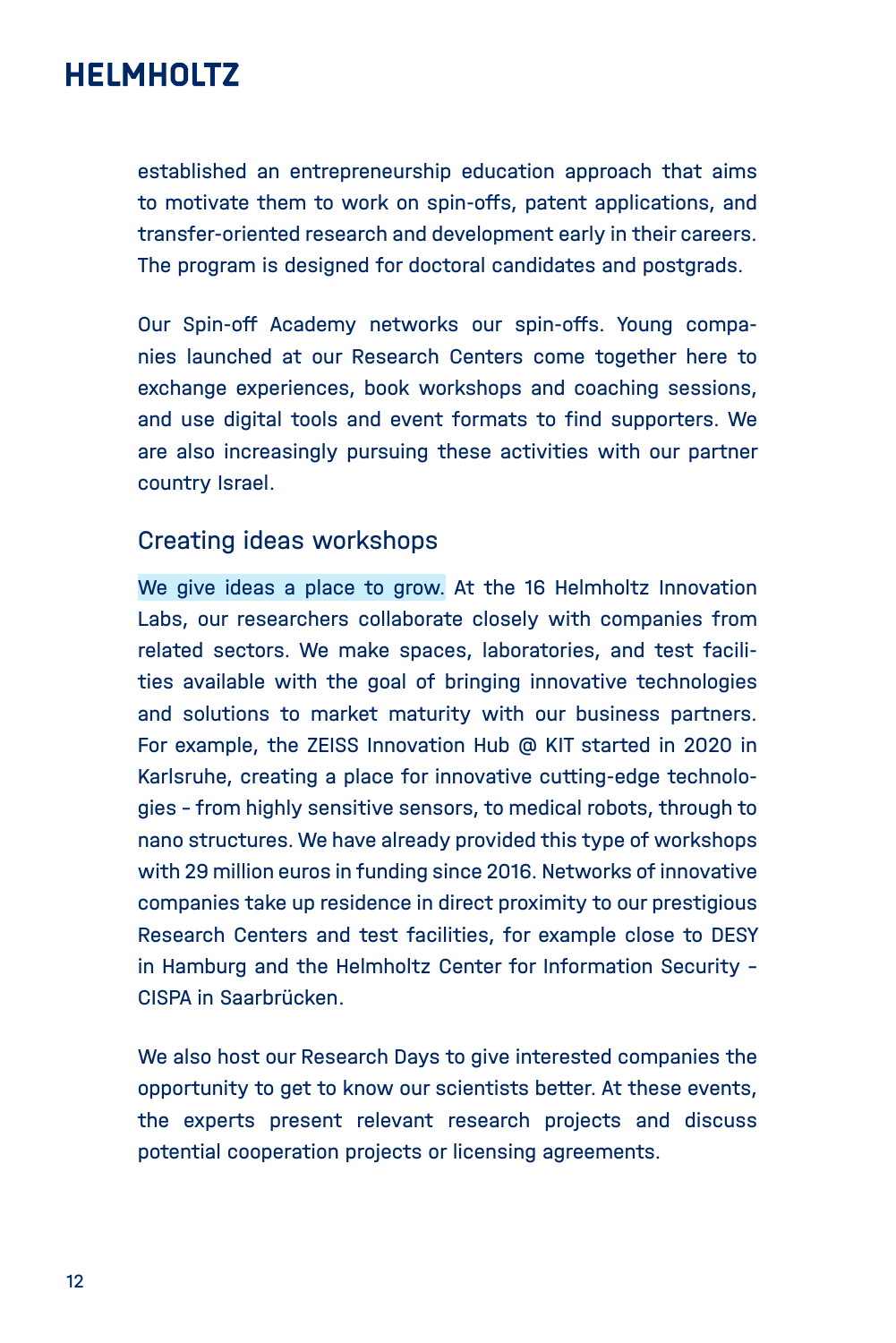established an entrepreneurship education approach that aims to motivate them to work on spin-offs, patent applications, and transfer-oriented research and development early in their careers. The program is designed for doctoral candidates and postgrads.

Our Spin-off Academy networks our spin-offs. Young companies launched at our Research Centers come together here to exchange experiences, book workshops and coaching sessions, and use digital tools and event formats to find supporters. We are also increasingly pursuing these activities with our partner country Israel.

## Creating ideas workshops

We give ideas a place to grow. At the 16 Helmholtz Innovation Labs, our researchers collaborate closely with companies from related sectors. We make spaces, laboratories, and test facilities available with the goal of bringing innovative technologies and solutions to market maturity with our business partners. For example, the ZEISS Innovation Hub @ KIT started in 2020 in Karlsruhe, creating a place for innovative cutting-edge technologies – from highly sensitive sensors, to medical robots, through to nano structures. We have already provided this type of workshops with 29 million euros in funding since 2016. Networks of innovative companies take up residence in direct proximity to our prestigious Research Centers and test facilities, for example close to DESY in Hamburg and the Helmholtz Center for Information Security – CISPA in Saarbrücken.

We also host our Research Days to give interested companies the opportunity to get to know our scientists better. At these events, the experts present relevant research projects and discuss potential cooperation projects or licensing agreements.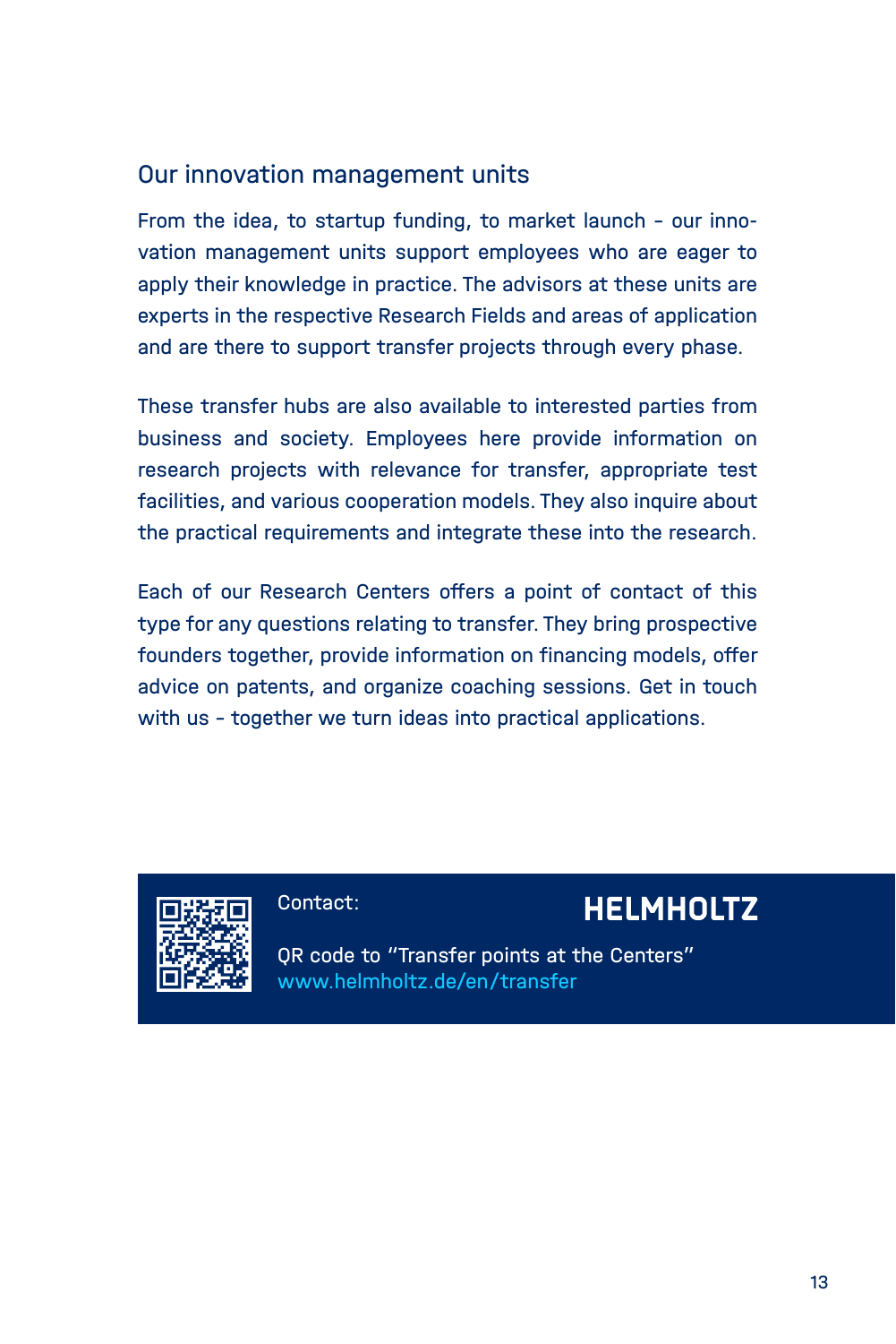## Our innovation management units

From the idea, to startup funding, to market launch – our innovation management units support employees who are eager to apply their knowledge in practice. The advisors at these units are experts in the respective Research Fields and areas of application and are there to support transfer projects through every phase.

These transfer hubs are also available to interested parties from business and society. Employees here provide information on research projects with relevance for transfer, appropriate test facilities, and various cooperation models. They also inquire about the practical requirements and integrate these into the research.

Each of our Research Centers offers a point of contact of this type for any questions relating to transfer. They bring prospective founders together, provide information on financing models, offer advice on patents, and organize coaching sessions. Get in touch with us – together we turn ideas into practical applications.

Contact:

**HELMHOLTZ**

QR code to "Transfer points at the Centers"
www.helmholtz.de/en/transfer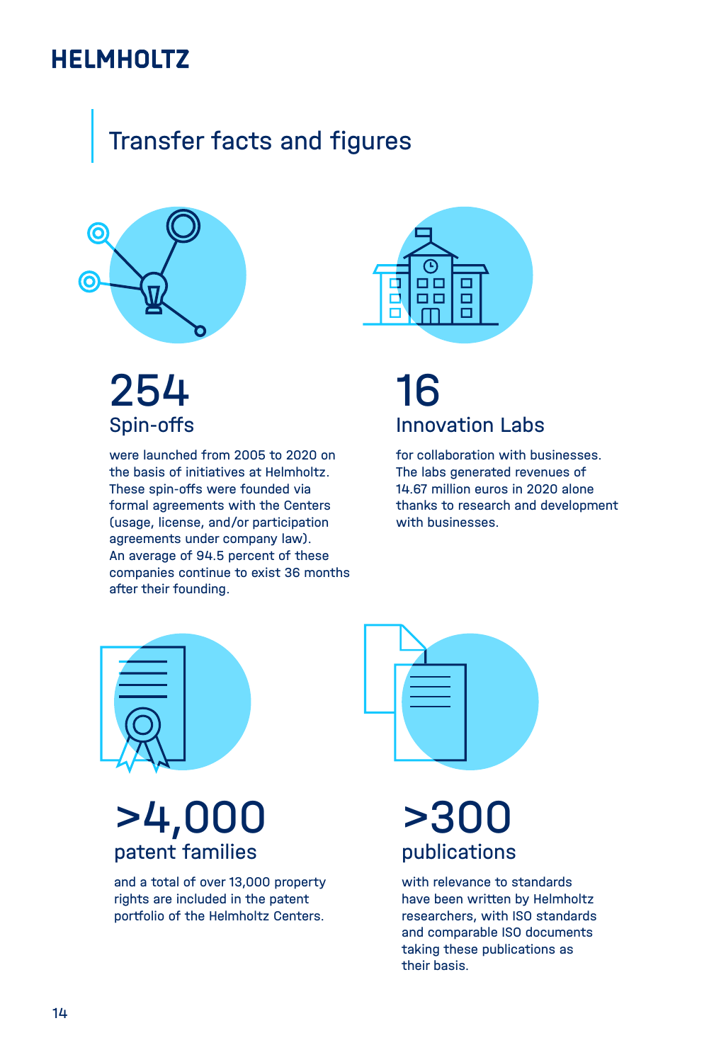# Transfer facts and figures

## 254
### Spin-offs

were launched from 2005 to 2020 on the basis of initiatives at Helmholtz. These spin-offs were founded via formal agreements with the Centers (usage, license, and/or participation agreements under company law). An average of 94.5 percent of these companies continue to exist 36 months after their founding.

## 16
### Innovation Labs

for collaboration with businesses. The labs generated revenues of 14.67 million euros in 2020 alone thanks to research and development with businesses.

## >4,000
### patent families

and a total of over 13,000 property rights are included in the patent portfolio of the Helmholtz Centers.

## >300
### publications

with relevance to standards have been written by Helmholtz researchers, with ISO standards and comparable ISO documents taking these publications as their basis.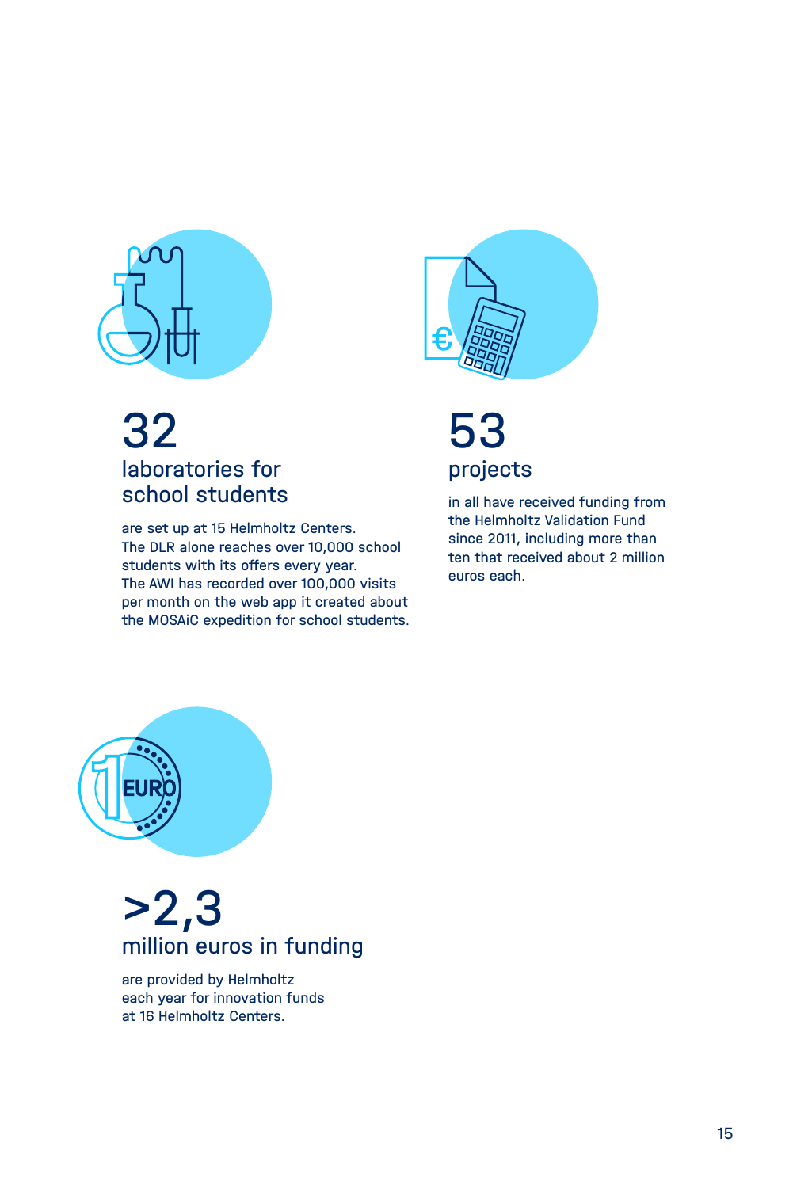## 32

### laboratories for school students

are set up at 15 Helmholtz Centers. The DLR alone reaches over 10,000 school students with its offers every year. The AWI has recorded over 100,000 visits per month on the web app it created about the MOSAiC expedition for school students.

## 53

### projects

in all have received funding from the Helmholtz Validation Fund since 2011, including more than ten that received about 2 million euros each.

## >2,3

### million euros in funding

are provided by Helmholtz each year for innovation funds at 16 Helmholtz Centers.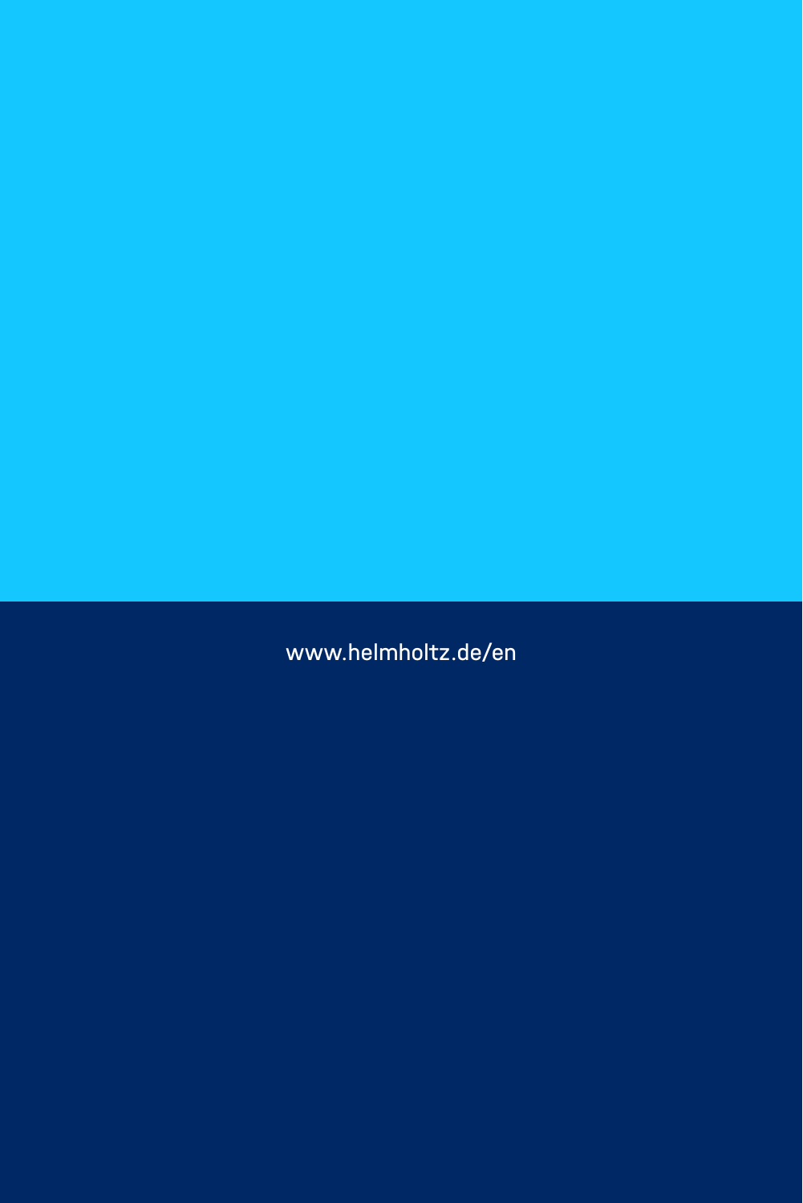www.helmholtz.de/en